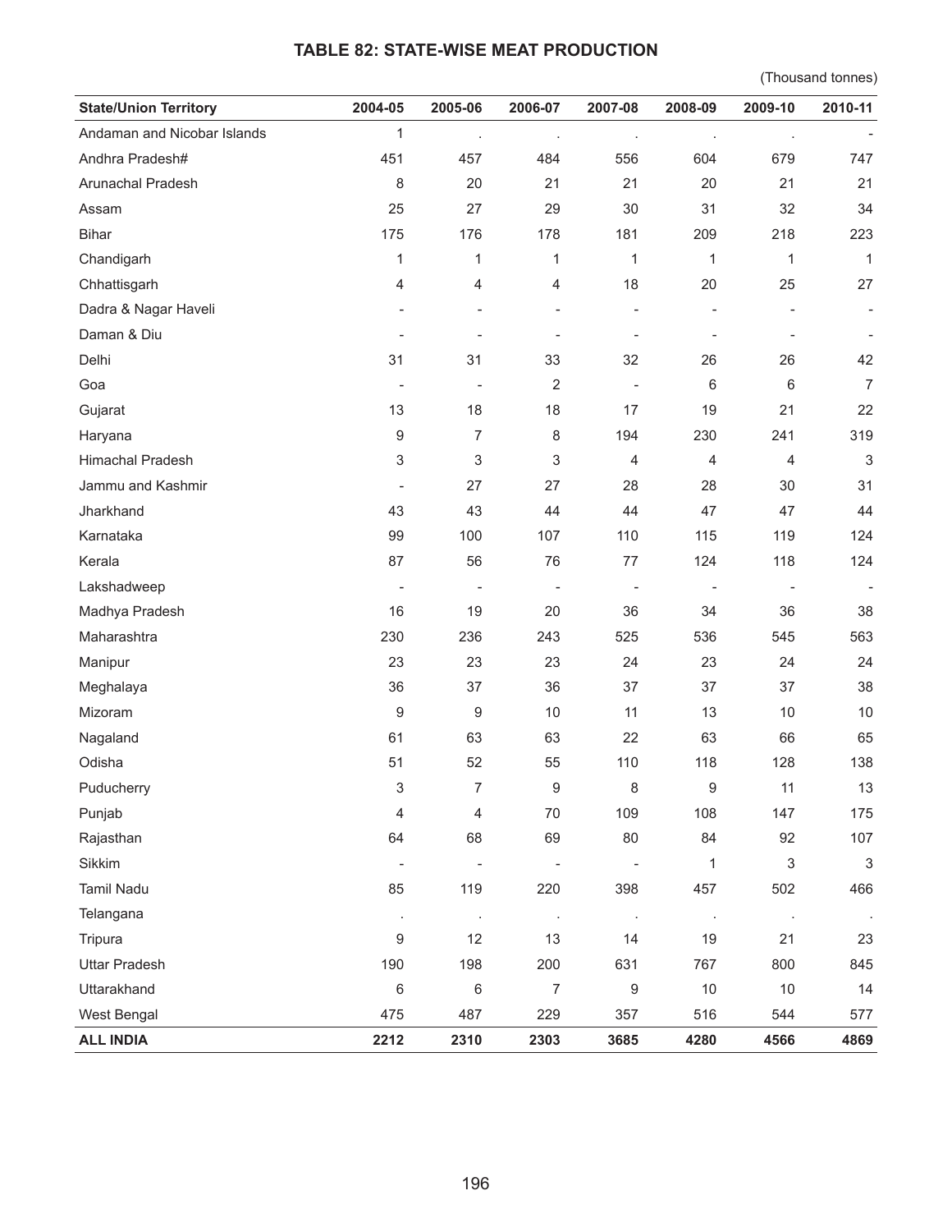## TABLE 82: STATE-WISE MEAT PRODUCTION

(Thousand tonnes)

| State/Union Territory | 2004-05 | 2005-06 | 2006-07 | 2007-08 | 2008-09 | 2009-10 | 2010-11 |
|---|---|---|---|---|---|---|---|
| Andaman and Nicobar Islands | 1 | . | . | . | . | . | - |
| Andhra Pradesh# | 451 | 457 | 484 | 556 | 604 | 679 | 747 |
| Arunachal Pradesh | 8 | 20 | 21 | 21 | 20 | 21 | 21 |
| Assam | 25 | 27 | 29 | 30 | 31 | 32 | 34 |
| Bihar | 175 | 176 | 178 | 181 | 209 | 218 | 223 |
| Chandigarh | 1 | 1 | 1 | 1 | 1 | 1 | 1 |
| Chhattisgarh | 4 | 4 | 4 | 18 | 20 | 25 | 27 |
| Dadra & Nagar Haveli | - | - | - | - | - | - | - |
| Daman & Diu | - | - | - | - | - | - | - |
| Delhi | 31 | 31 | 33 | 32 | 26 | 26 | 42 |
| Goa | - | - | 2 | - | 6 | 6 | 7 |
| Gujarat | 13 | 18 | 18 | 17 | 19 | 21 | 22 |
| Haryana | 9 | 7 | 8 | 194 | 230 | 241 | 319 |
| Himachal Pradesh | 3 | 3 | 3 | 4 | 4 | 4 | 3 |
| Jammu and Kashmir | - | 27 | 27 | 28 | 28 | 30 | 31 |
| Jharkhand | 43 | 43 | 44 | 44 | 47 | 47 | 44 |
| Karnataka | 99 | 100 | 107 | 110 | 115 | 119 | 124 |
| Kerala | 87 | 56 | 76 | 77 | 124 | 118 | 124 |
| Lakshadweep | - | - | - | - | - | - | - |
| Madhya Pradesh | 16 | 19 | 20 | 36 | 34 | 36 | 38 |
| Maharashtra | 230 | 236 | 243 | 525 | 536 | 545 | 563 |
| Manipur | 23 | 23 | 23 | 24 | 23 | 24 | 24 |
| Meghalaya | 36 | 37 | 36 | 37 | 37 | 37 | 38 |
| Mizoram | 9 | 9 | 10 | 11 | 13 | 10 | 10 |
| Nagaland | 61 | 63 | 63 | 22 | 63 | 66 | 65 |
| Odisha | 51 | 52 | 55 | 110 | 118 | 128 | 138 |
| Puducherry | 3 | 7 | 9 | 8 | 9 | 11 | 13 |
| Punjab | 4 | 4 | 70 | 109 | 108 | 147 | 175 |
| Rajasthan | 64 | 68 | 69 | 80 | 84 | 92 | 107 |
| Sikkim | - | - | - | - | 1 | 3 | 3 |
| Tamil Nadu | 85 | 119 | 220 | 398 | 457 | 502 | 466 |
| Telangana | . | . | . | . | . | . | . |
| Tripura | 9 | 12 | 13 | 14 | 19 | 21 | 23 |
| Uttar Pradesh | 190 | 198 | 200 | 631 | 767 | 800 | 845 |
| Uttarakhand | 6 | 6 | 7 | 9 | 10 | 10 | 14 |
| West Bengal | 475 | 487 | 229 | 357 | 516 | 544 | 577 |
| **ALL INDIA** | **2212** | **2310** | **2303** | **3685** | **4280** | **4566** | **4869** |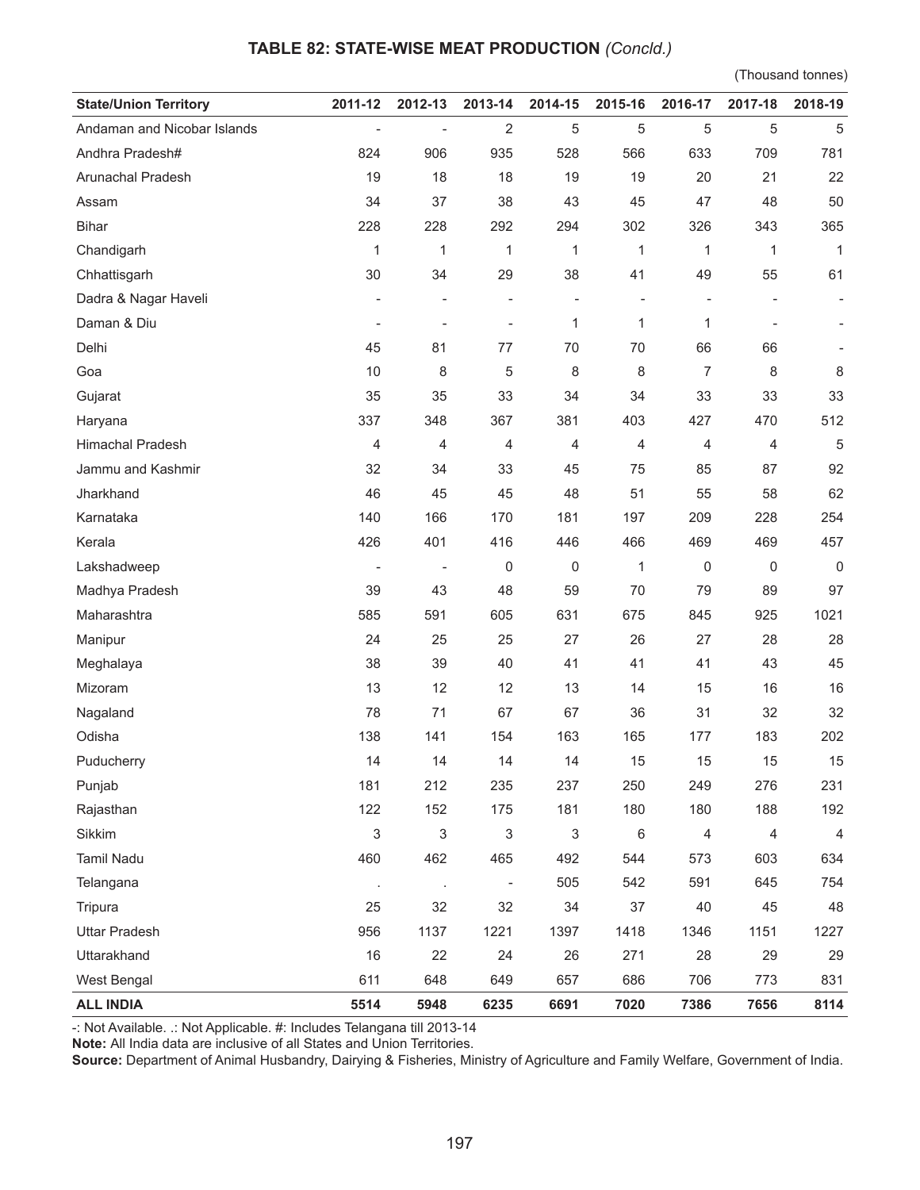## TABLE 82: STATE-WISE MEAT PRODUCTION *(Concld.)*

(Thousand tonnes)

| State/Union Territory | 2011-12 | 2012-13 | 2013-14 | 2014-15 | 2015-16 | 2016-17 | 2017-18 | 2018-19 |
|---|---|---|---|---|---|---|---|---|
| Andaman and Nicobar Islands | - | - | 2 | 5 | 5 | 5 | 5 | 5 |
| Andhra Pradesh# | 824 | 906 | 935 | 528 | 566 | 633 | 709 | 781 |
| Arunachal Pradesh | 19 | 18 | 18 | 19 | 19 | 20 | 21 | 22 |
| Assam | 34 | 37 | 38 | 43 | 45 | 47 | 48 | 50 |
| Bihar | 228 | 228 | 292 | 294 | 302 | 326 | 343 | 365 |
| Chandigarh | 1 | 1 | 1 | 1 | 1 | 1 | 1 | 1 |
| Chhattisgarh | 30 | 34 | 29 | 38 | 41 | 49 | 55 | 61 |
| Dadra & Nagar Haveli | - | - | - | - | - | - | - | - |
| Daman & Diu | - | - | - | 1 | 1 | 1 | - | - |
| Delhi | 45 | 81 | 77 | 70 | 70 | 66 | 66 | - |
| Goa | 10 | 8 | 5 | 8 | 8 | 7 | 8 | 8 |
| Gujarat | 35 | 35 | 33 | 34 | 34 | 33 | 33 | 33 |
| Haryana | 337 | 348 | 367 | 381 | 403 | 427 | 470 | 512 |
| Himachal Pradesh | 4 | 4 | 4 | 4 | 4 | 4 | 4 | 5 |
| Jammu and Kashmir | 32 | 34 | 33 | 45 | 75 | 85 | 87 | 92 |
| Jharkhand | 46 | 45 | 45 | 48 | 51 | 55 | 58 | 62 |
| Karnataka | 140 | 166 | 170 | 181 | 197 | 209 | 228 | 254 |
| Kerala | 426 | 401 | 416 | 446 | 466 | 469 | 469 | 457 |
| Lakshadweep | - | - | 0 | 0 | 1 | 0 | 0 | 0 |
| Madhya Pradesh | 39 | 43 | 48 | 59 | 70 | 79 | 89 | 97 |
| Maharashtra | 585 | 591 | 605 | 631 | 675 | 845 | 925 | 1021 |
| Manipur | 24 | 25 | 25 | 27 | 26 | 27 | 28 | 28 |
| Meghalaya | 38 | 39 | 40 | 41 | 41 | 41 | 43 | 45 |
| Mizoram | 13 | 12 | 12 | 13 | 14 | 15 | 16 | 16 |
| Nagaland | 78 | 71 | 67 | 67 | 36 | 31 | 32 | 32 |
| Odisha | 138 | 141 | 154 | 163 | 165 | 177 | 183 | 202 |
| Puducherry | 14 | 14 | 14 | 14 | 15 | 15 | 15 | 15 |
| Punjab | 181 | 212 | 235 | 237 | 250 | 249 | 276 | 231 |
| Rajasthan | 122 | 152 | 175 | 181 | 180 | 180 | 188 | 192 |
| Sikkim | 3 | 3 | 3 | 3 | 6 | 4 | 4 | 4 |
| Tamil Nadu | 460 | 462 | 465 | 492 | 544 | 573 | 603 | 634 |
| Telangana | . | . | - | 505 | 542 | 591 | 645 | 754 |
| Tripura | 25 | 32 | 32 | 34 | 37 | 40 | 45 | 48 |
| Uttar Pradesh | 956 | 1137 | 1221 | 1397 | 1418 | 1346 | 1151 | 1227 |
| Uttarakhand | 16 | 22 | 24 | 26 | 271 | 28 | 29 | 29 |
| West Bengal | 611 | 648 | 649 | 657 | 686 | 706 | 773 | 831 |
| **ALL INDIA** | **5514** | **5948** | **6235** | **6691** | **7020** | **7386** | **7656** | **8114** |

-: Not Available. .: Not Applicable. #: Includes Telangana till 2013-14

**Note:** All India data are inclusive of all States and Union Territories.

**Source:** Department of Animal Husbandry, Dairying & Fisheries, Ministry of Agriculture and Family Welfare, Government of India.